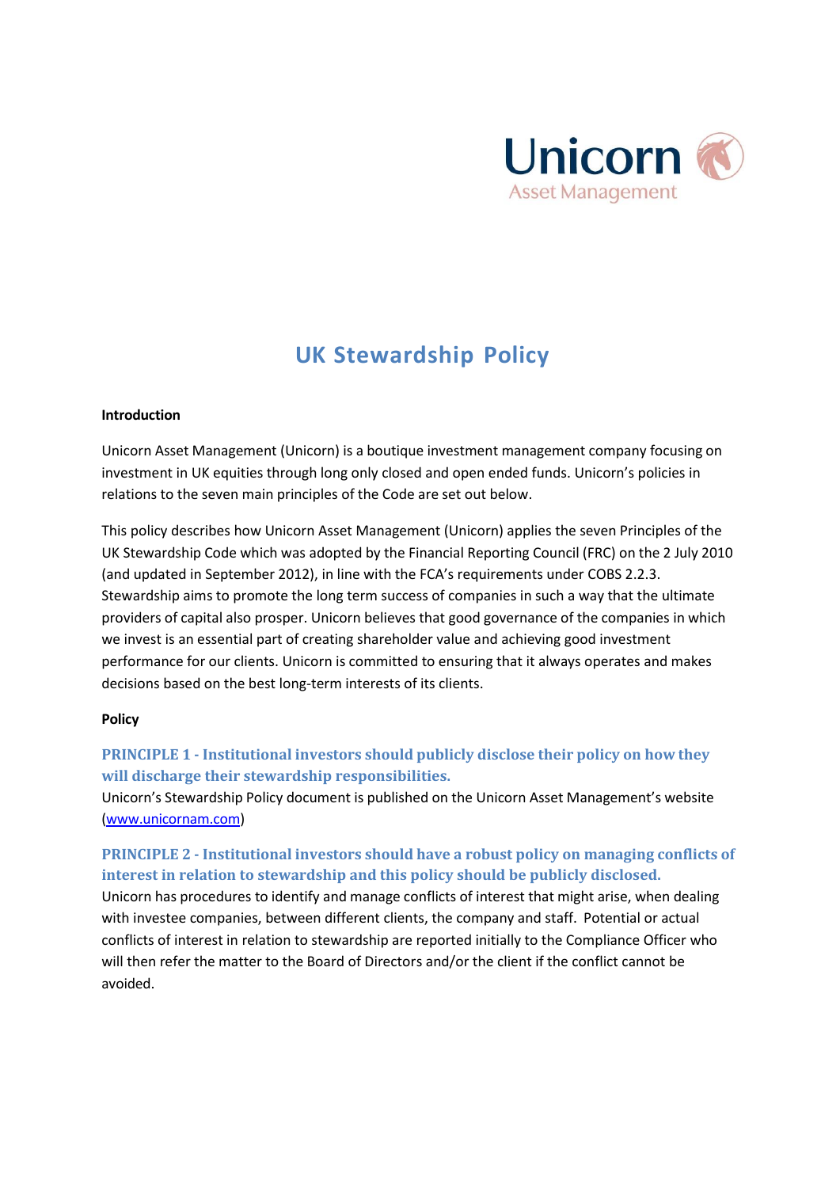Unicorn
Asset Management

# UK Stewardship Policy

**Introduction**

Unicorn Asset Management (Unicorn) is a boutique investment management company focusing on investment in UK equities through long only closed and open ended funds. Unicorn's policies in relations to the seven main principles of the Code are set out below.

This policy describes how Unicorn Asset Management (Unicorn) applies the seven Principles of the UK Stewardship Code which was adopted by the Financial Reporting Council (FRC) on the 2 July 2010 (and updated in September 2012), in line with the FCA's requirements under COBS 2.2.3. Stewardship aims to promote the long term success of companies in such a way that the ultimate providers of capital also prosper. Unicorn believes that good governance of the companies in which we invest is an essential part of creating shareholder value and achieving good investment performance for our clients. Unicorn is committed to ensuring that it always operates and makes decisions based on the best long-term interests of its clients.

**Policy**

### PRINCIPLE 1 - Institutional investors should publicly disclose their policy on how they will discharge their stewardship responsibilities.

Unicorn's Stewardship Policy document is published on the Unicorn Asset Management's website (www.unicornam.com)

### PRINCIPLE 2 - Institutional investors should have a robust policy on managing conflicts of interest in relation to stewardship and this policy should be publicly disclosed.

Unicorn has procedures to identify and manage conflicts of interest that might arise, when dealing with investee companies, between different clients, the company and staff. Potential or actual conflicts of interest in relation to stewardship are reported initially to the Compliance Officer who will then refer the matter to the Board of Directors and/or the client if the conflict cannot be avoided.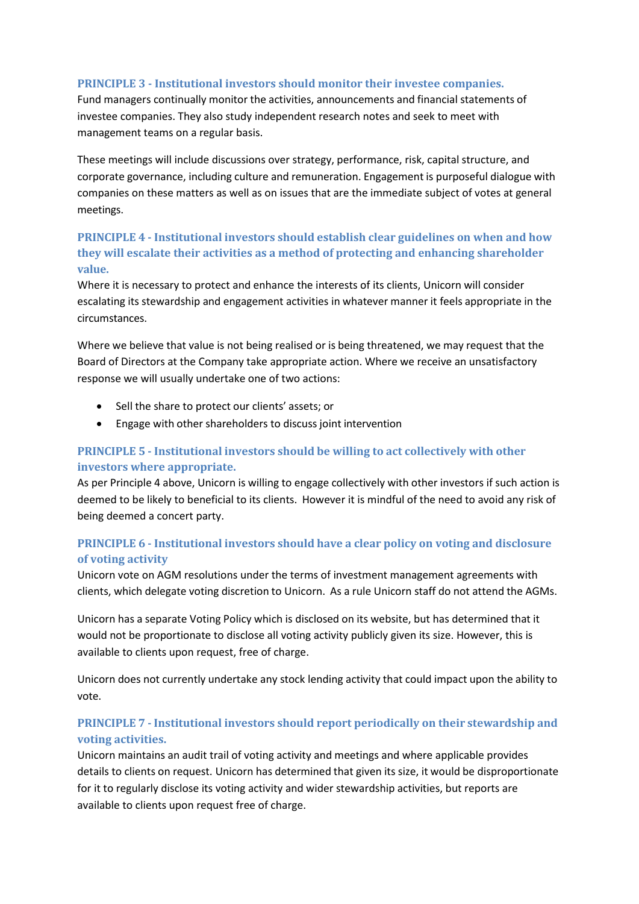### PRINCIPLE 3 - Institutional investors should monitor their investee companies.

Fund managers continually monitor the activities, announcements and financial statements of investee companies. They also study independent research notes and seek to meet with management teams on a regular basis.

These meetings will include discussions over strategy, performance, risk, capital structure, and corporate governance, including culture and remuneration. Engagement is purposeful dialogue with companies on these matters as well as on issues that are the immediate subject of votes at general meetings.

### PRINCIPLE 4 - Institutional investors should establish clear guidelines on when and how they will escalate their activities as a method of protecting and enhancing shareholder value.

Where it is necessary to protect and enhance the interests of its clients, Unicorn will consider escalating its stewardship and engagement activities in whatever manner it feels appropriate in the circumstances.

Where we believe that value is not being realised or is being threatened, we may request that the Board of Directors at the Company take appropriate action. Where we receive an unsatisfactory response we will usually undertake one of two actions:

- Sell the share to protect our clients' assets; or
- Engage with other shareholders to discuss joint intervention

### PRINCIPLE 5 - Institutional investors should be willing to act collectively with other investors where appropriate.

As per Principle 4 above, Unicorn is willing to engage collectively with other investors if such action is deemed to be likely to beneficial to its clients. However it is mindful of the need to avoid any risk of being deemed a concert party.

### PRINCIPLE 6 - Institutional investors should have a clear policy on voting and disclosure of voting activity

Unicorn vote on AGM resolutions under the terms of investment management agreements with clients, which delegate voting discretion to Unicorn. As a rule Unicorn staff do not attend the AGMs.

Unicorn has a separate Voting Policy which is disclosed on its website, but has determined that it would not be proportionate to disclose all voting activity publicly given its size. However, this is available to clients upon request, free of charge.

Unicorn does not currently undertake any stock lending activity that could impact upon the ability to vote.

### PRINCIPLE 7 - Institutional investors should report periodically on their stewardship and voting activities.

Unicorn maintains an audit trail of voting activity and meetings and where applicable provides details to clients on request. Unicorn has determined that given its size, it would be disproportionate for it to regularly disclose its voting activity and wider stewardship activities, but reports are available to clients upon request free of charge.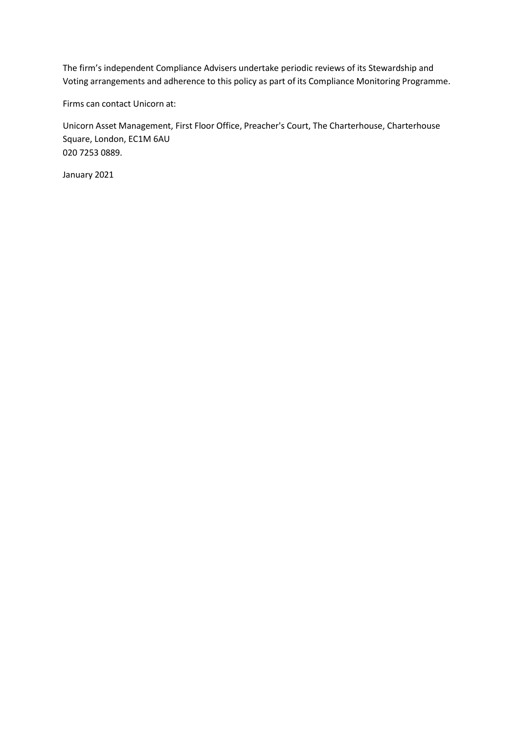The firm's independent Compliance Advisers undertake periodic reviews of its Stewardship and Voting arrangements and adherence to this policy as part of its Compliance Monitoring Programme.

Firms can contact Unicorn at:

Unicorn Asset Management, First Floor Office, Preacher's Court, The Charterhouse, Charterhouse Square, London, EC1M 6AU
020 7253 0889.

January 2021